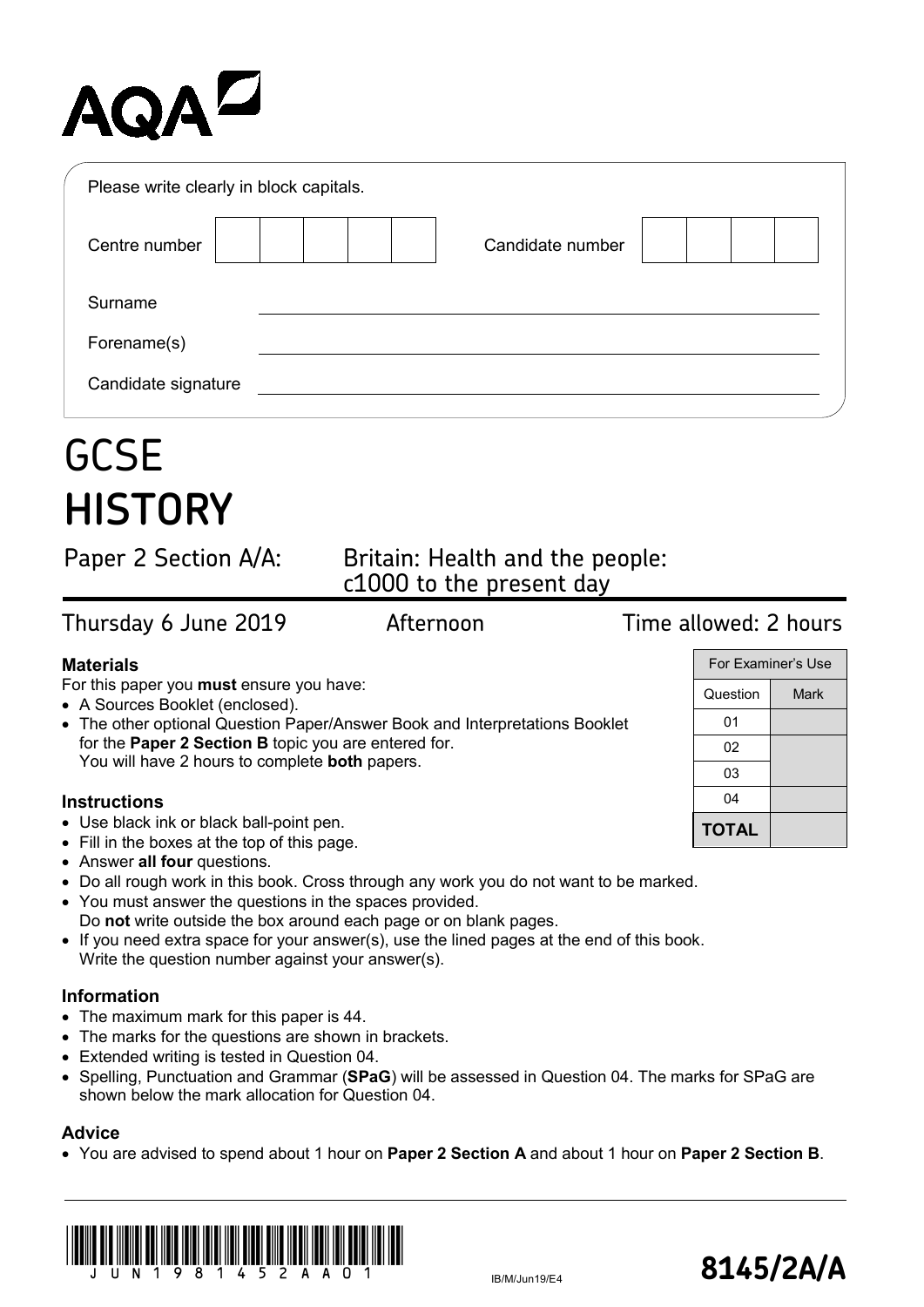AQA

Please write clearly in block capitals.

| Centre number | | | | | | Candidate number | | | | |
|---|---|---|---|---|---|---|---|---|---|---|

Surname ______________________

Forename(s) ______________________

Candidate signature ______________________

# GCSE
# HISTORY

Paper 2 Section A/A: Britain: Health and the people: c1000 to the present day

Thursday 6 June 2019 Afternoon Time allowed: 2 hours

| For Examiner's Use | |
|---|---|
| Question | Mark |
| 01 | |
| 02 | |
| 03 | |
| 04 | |
| **TOTAL** | |

### Materials

For this paper you **must** ensure you have:

- A Sources Booklet (enclosed).
- The other optional Question Paper/Answer Book and Interpretations Booklet for the **Paper 2 Section B** topic you are entered for.
  You will have 2 hours to complete **both** papers.

### Instructions

- Use black ink or black ball-point pen.
- Fill in the boxes at the top of this page.
- Answer **all four** questions.
- Do all rough work in this book. Cross through any work you do not want to be marked.
- You must answer the questions in the spaces provided.
  Do **not** write outside the box around each page or on blank pages.
- If you need extra space for your answer(s), use the lined pages at the end of this book.
  Write the question number against your answer(s).

### Information

- The maximum mark for this paper is 44.
- The marks for the questions are shown in brackets.
- Extended writing is tested in Question 04.
- Spelling, Punctuation and Grammar (**SPaG**) will be assessed in Question 04. The marks for SPaG are shown below the mark allocation for Question 04.

### Advice

- You are advised to spend about 1 hour on **Paper 2 Section A** and about 1 hour on **Paper 2 Section B**.

JUN1981452AA01

IB/M/Jun19/E4

**8145/2A/A**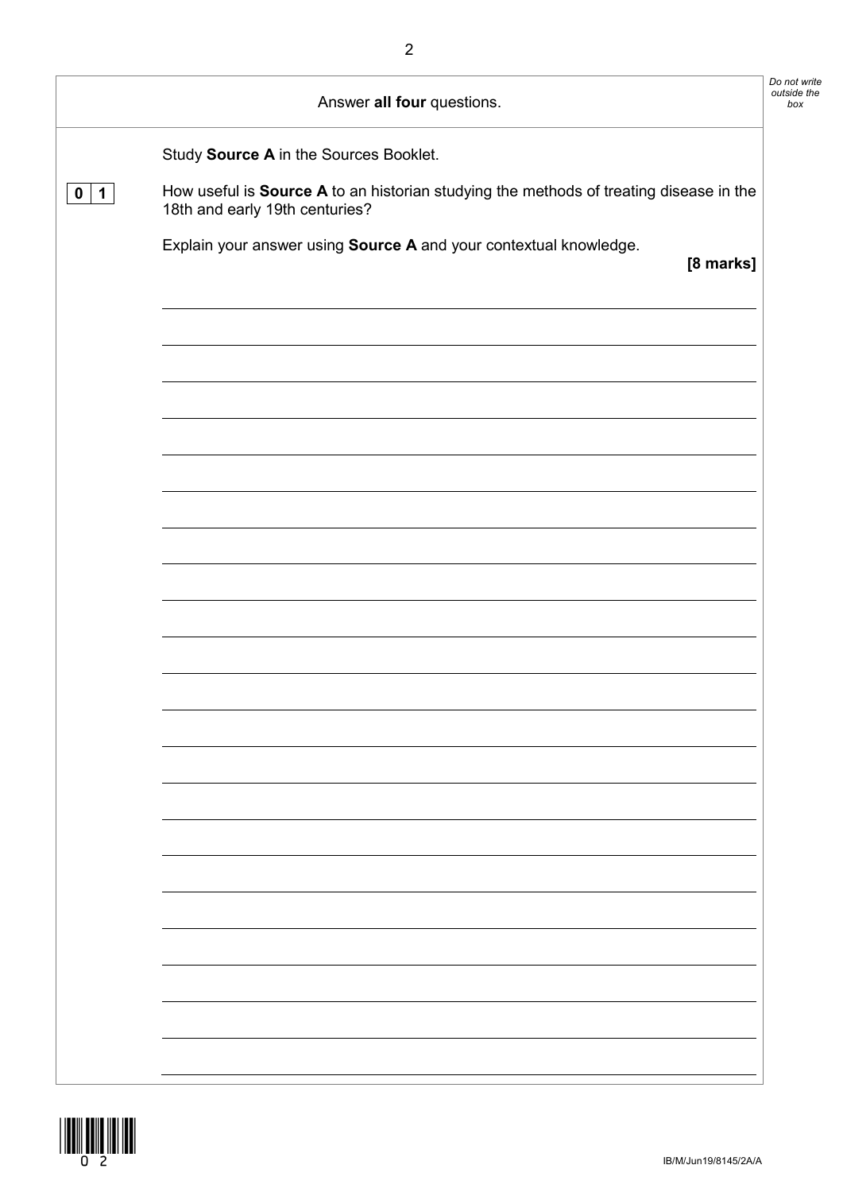Answer **all four** questions.

Study **Source A** in the Sources Booklet.

**0 1** How useful is **Source A** to an historian studying the methods of treating disease in the 18th and early 19th centuries?

Explain your answer using **Source A** and your contextual knowledge.

**[8 marks]**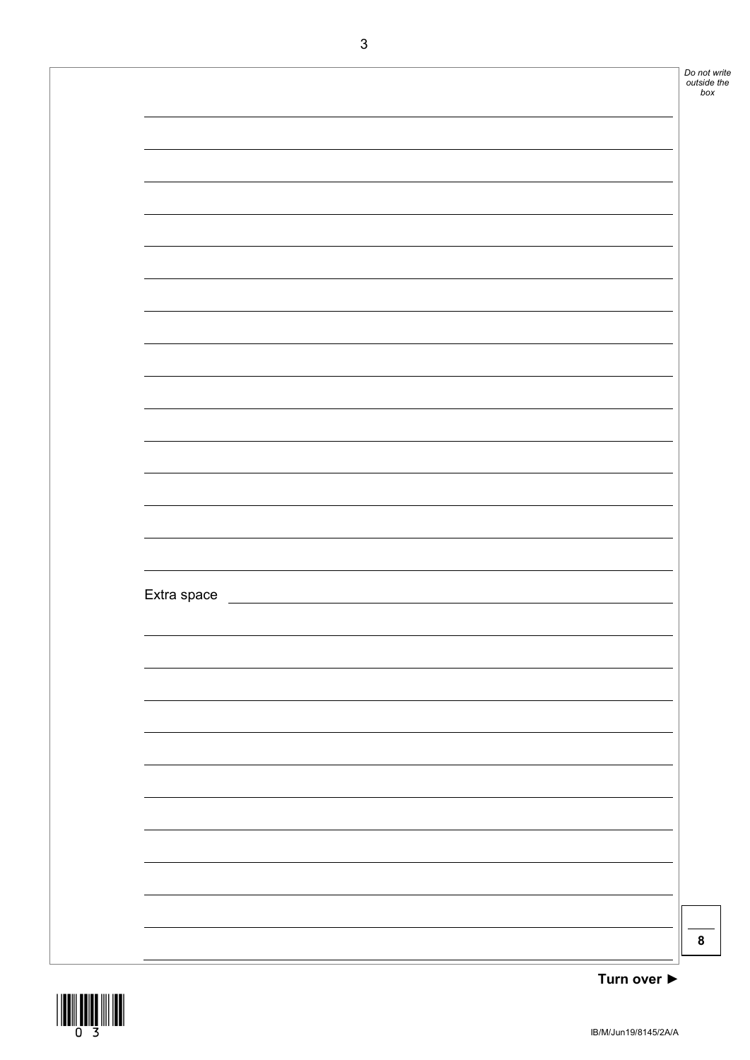Extra space

8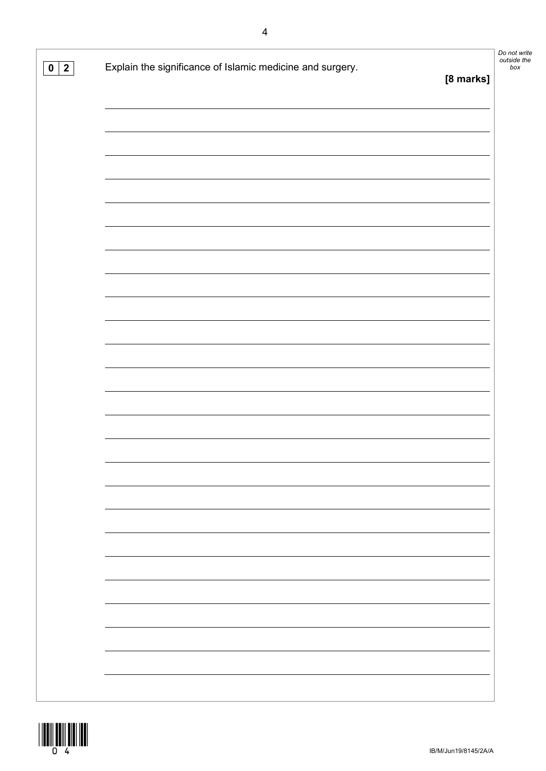**0 2** Explain the significance of Islamic medicine and surgery.

**[8 marks]**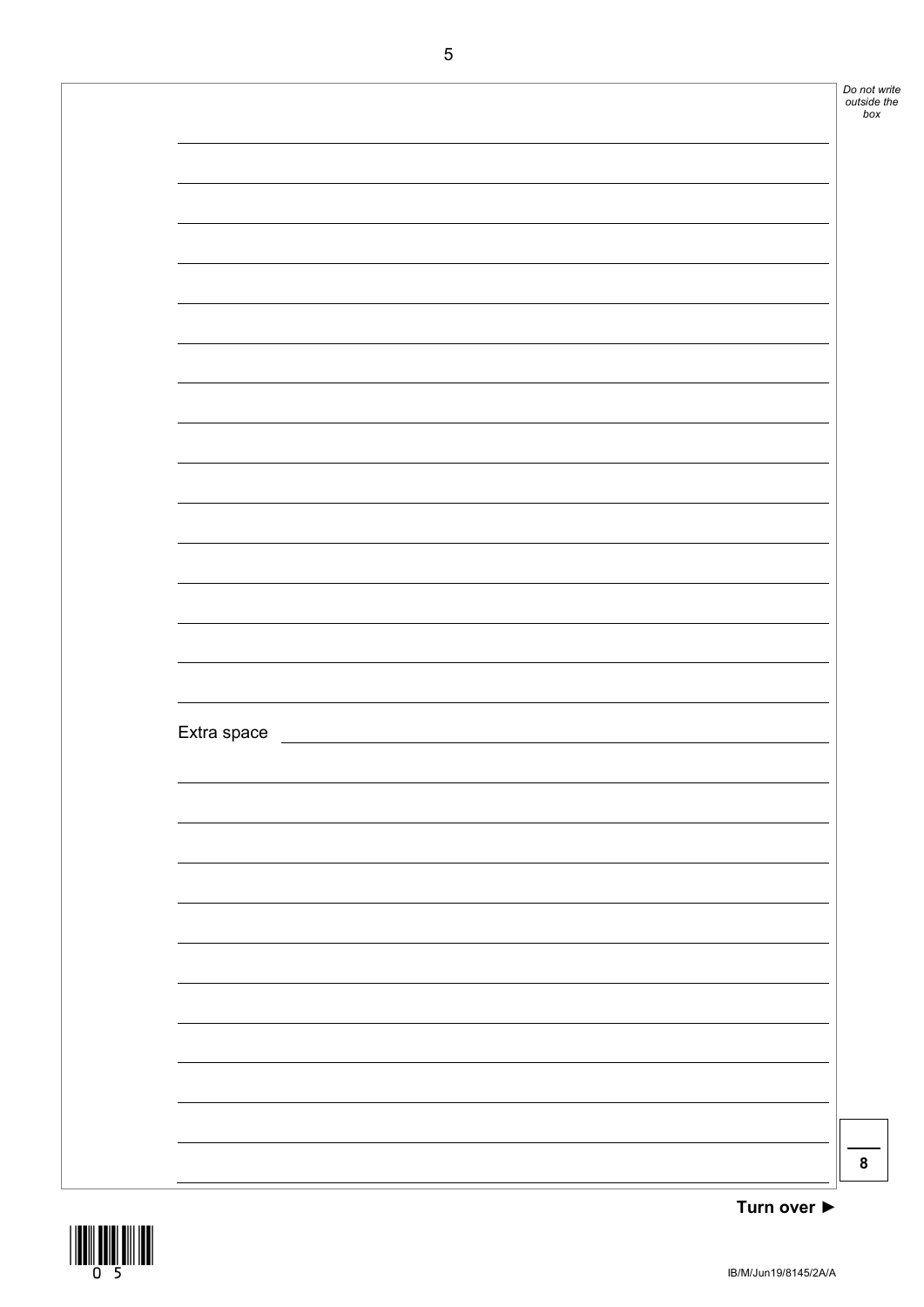Extra space

8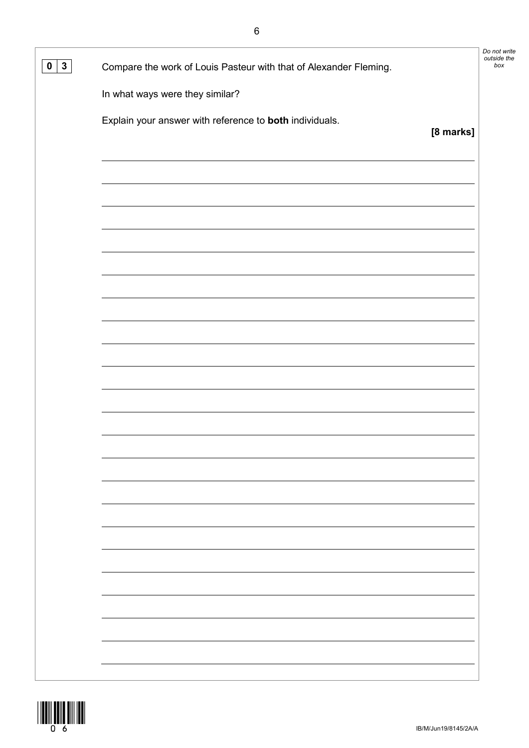**0 3** Compare the work of Louis Pasteur with that of Alexander Fleming.

In what ways were they similar?

Explain your answer with reference to **both** individuals.

**[8 marks]**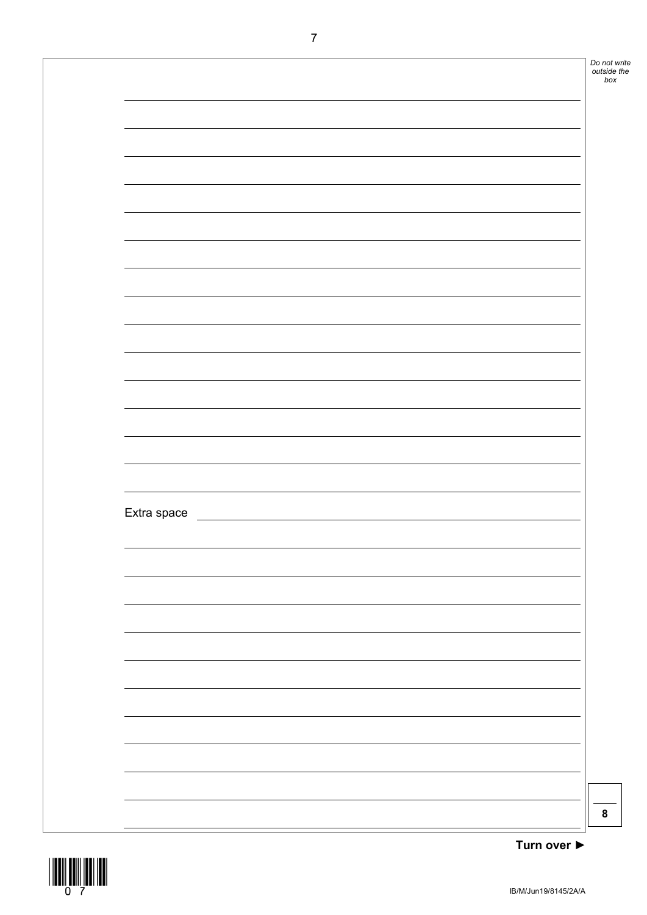Extra space

8

**Turn over ►**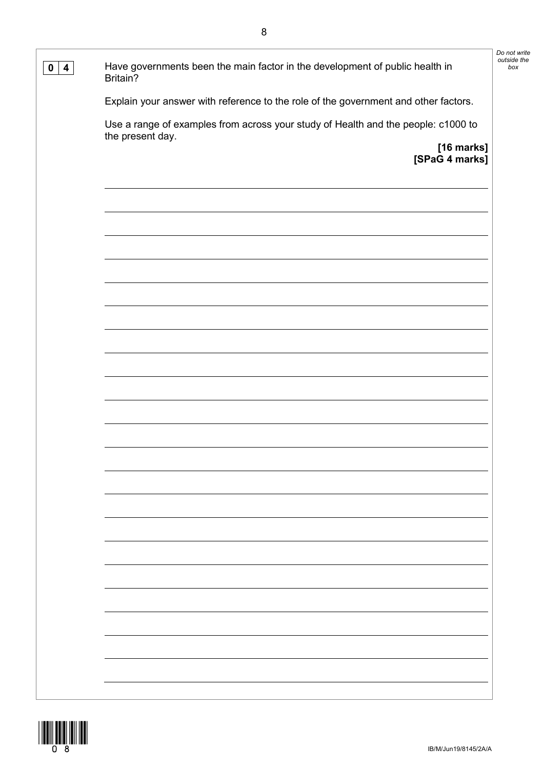**0 4** Have governments been the main factor in the development of public health in Britain?

Explain your answer with reference to the role of the government and other factors.

Use a range of examples from across your study of Health and the people: c1000 to the present day.

**[16 marks]**
**[SPaG 4 marks]**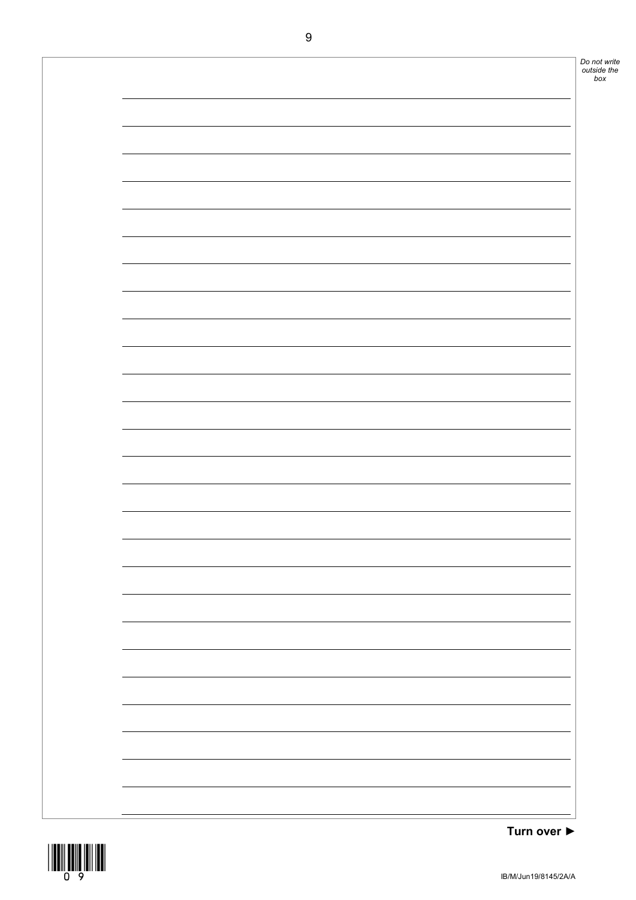Turn over ►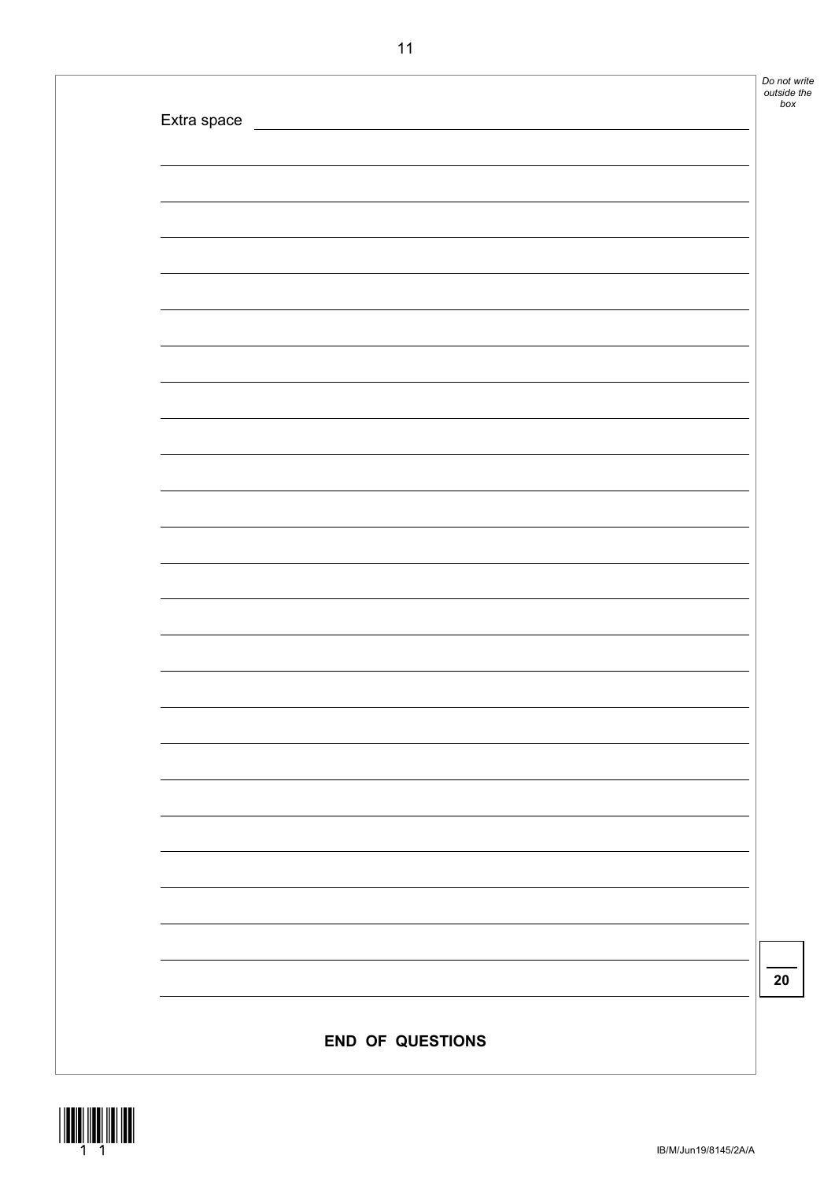Extra space

**END OF QUESTIONS**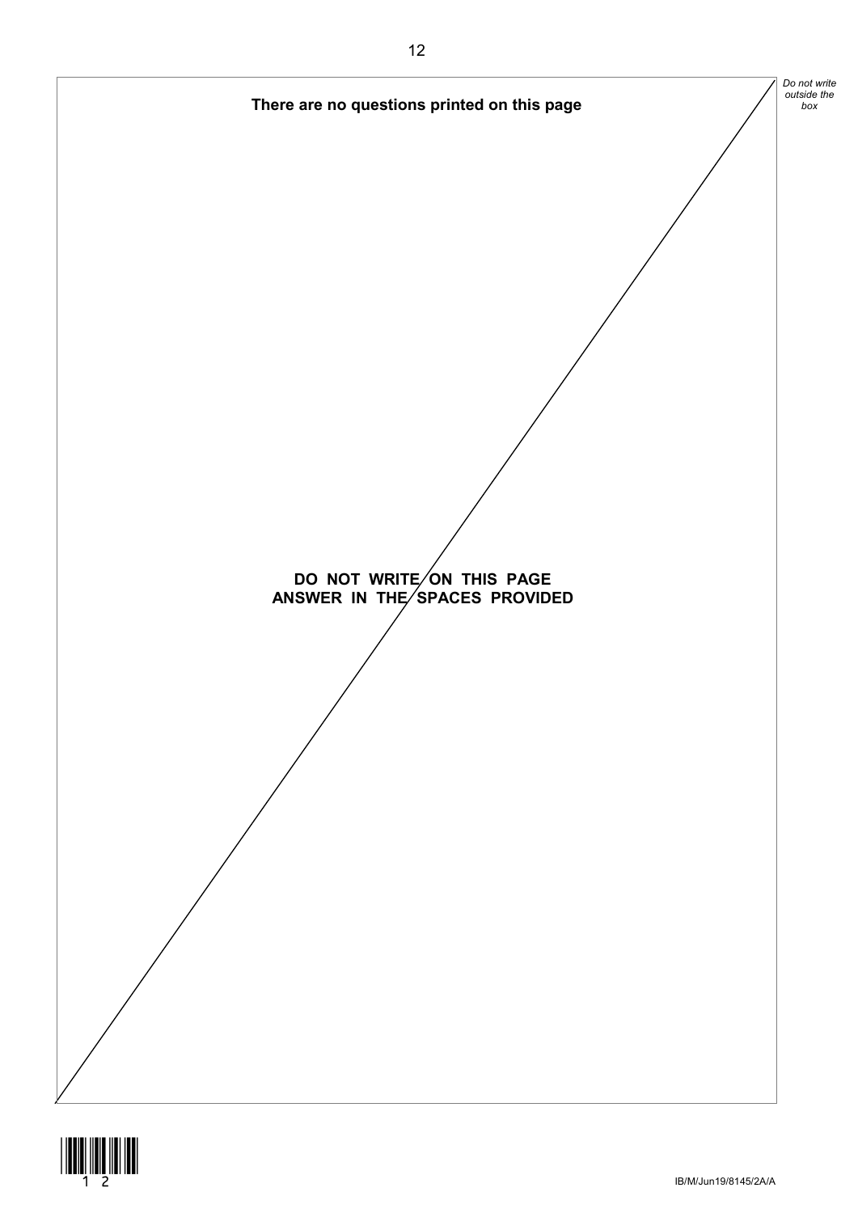**There are no questions printed on this page**

**DO NOT WRITE ON THIS PAGE**
**ANSWER IN THE SPACES PROVIDED**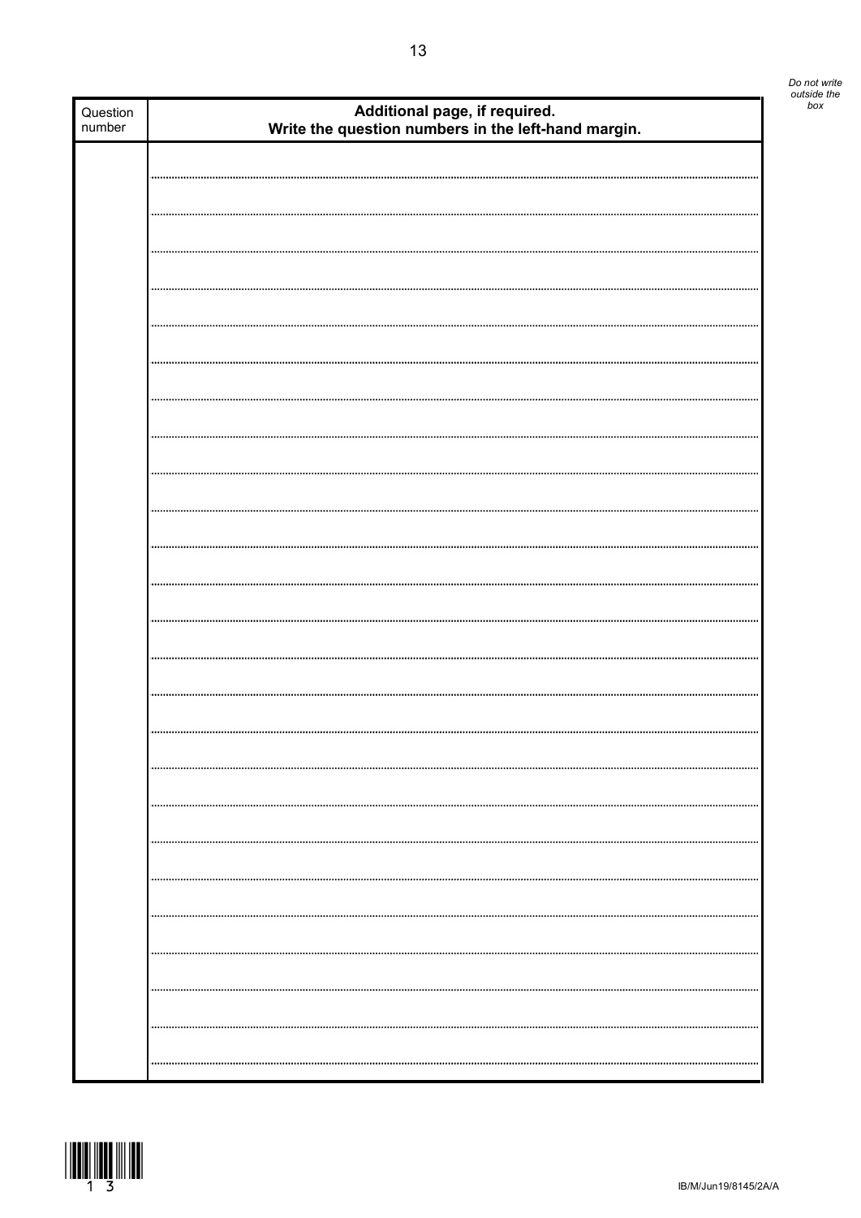| Question number | Additional page, if required. Write the question numbers in the left-hand margin. |
| --- | --- |
| | |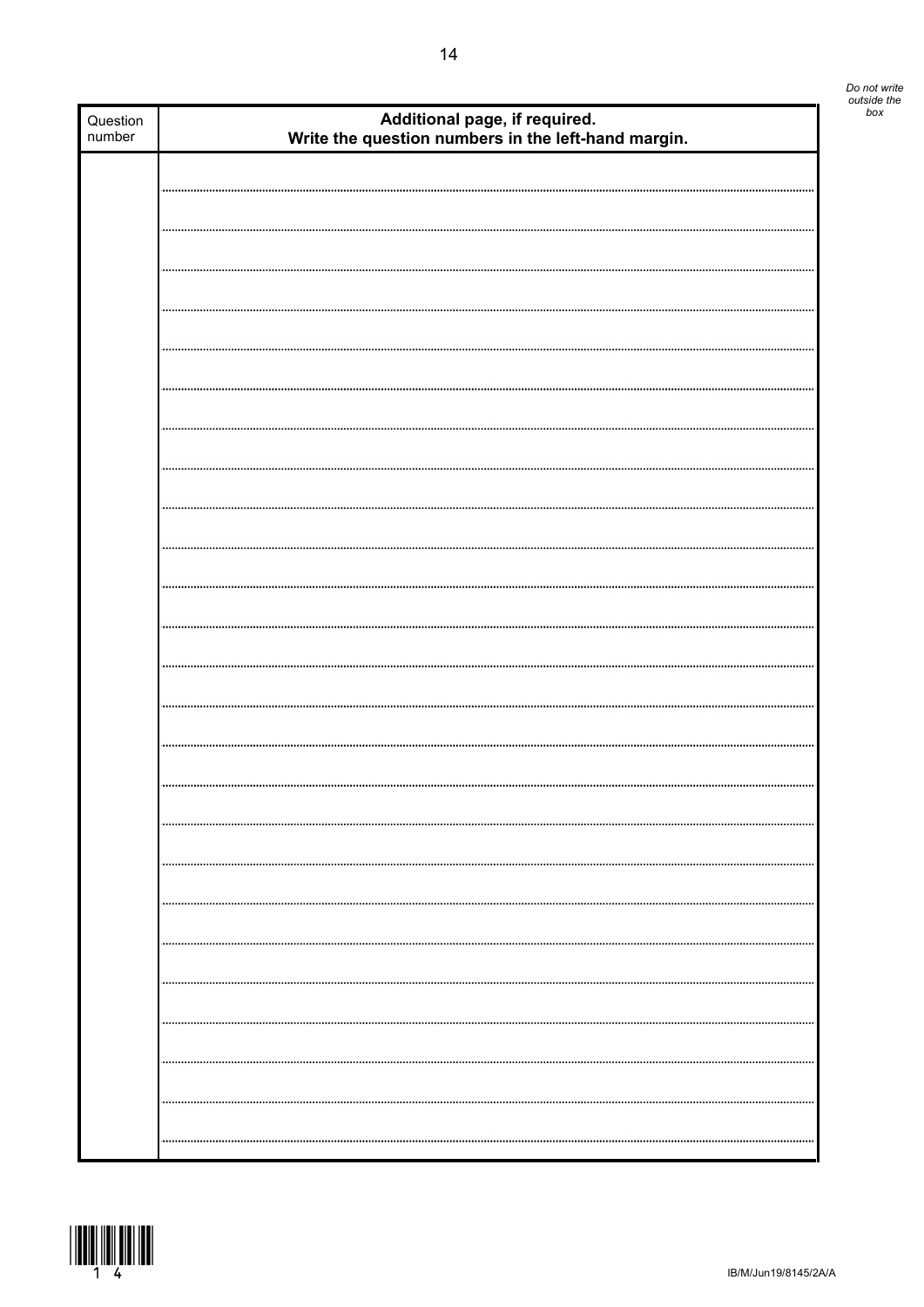*Do not write outside the box*

| Question number | **Additional page, if required.**<br>**Write the question numbers in the left-hand margin.** |
| --- | --- |
| | |

IB/M/Jun19/8145/2A/A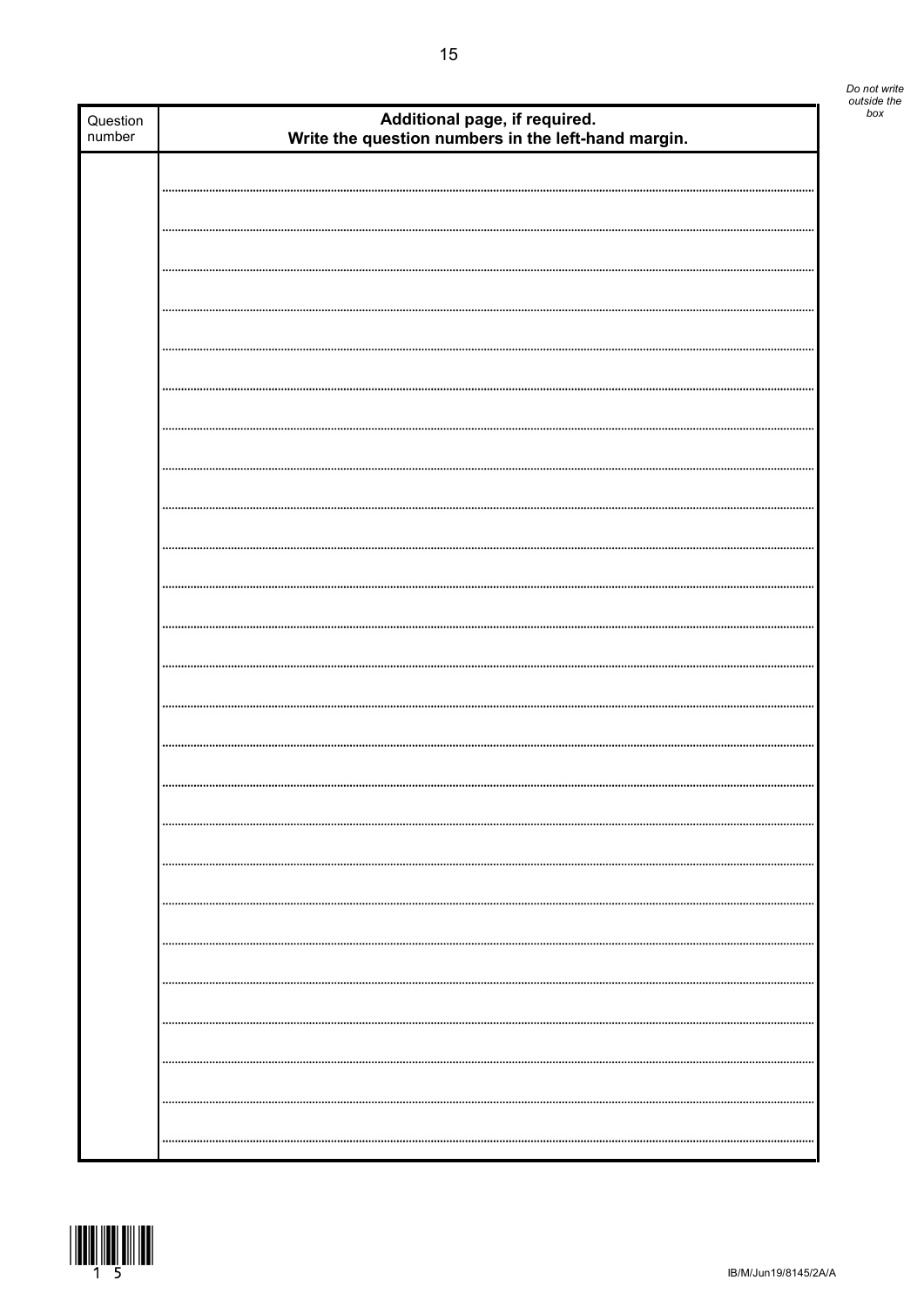*Do not write outside the box*

| Question number | **Additional page, if required.**<br>**Write the question numbers in the left-hand margin.** |
|---|---|
| | |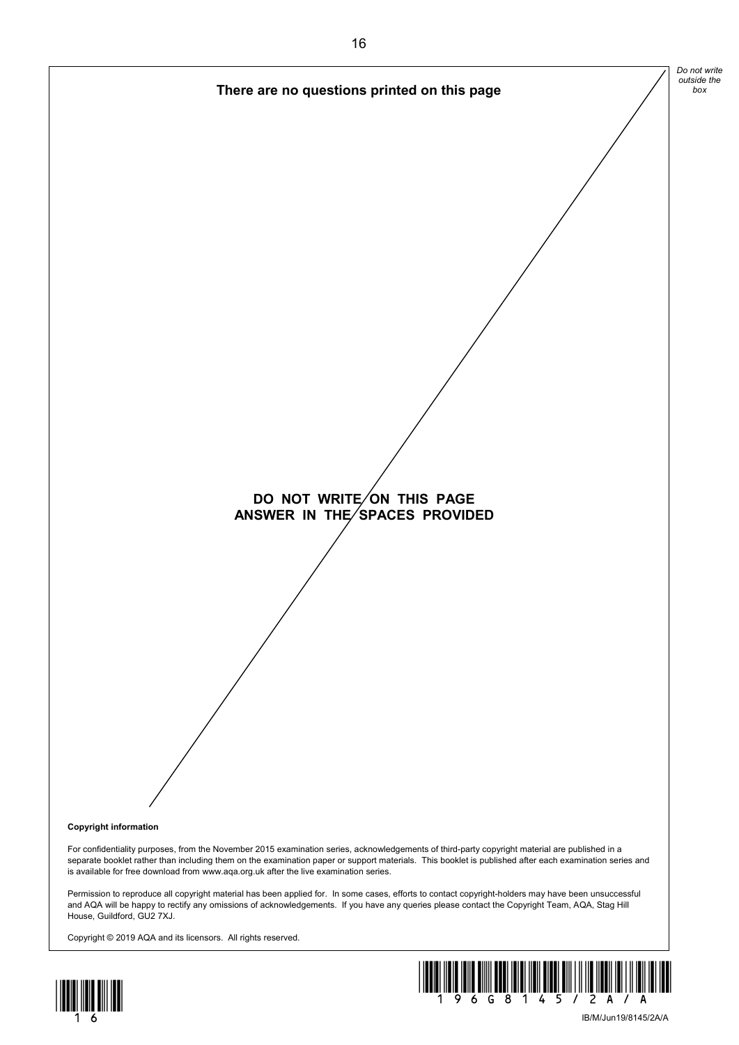**There are no questions printed on this page**

**DO NOT WRITE ON THIS PAGE**
**ANSWER IN THE SPACES PROVIDED**

**Copyright information**

For confidentiality purposes, from the November 2015 examination series, acknowledgements of third-party copyright material are published in a separate booklet rather than including them on the examination paper or support materials. This booklet is published after each examination series and is available for free download from www.aqa.org.uk after the live examination series.

Permission to reproduce all copyright material has been applied for. In some cases, efforts to contact copyright-holders may have been unsuccessful and AQA will be happy to rectify any omissions of acknowledgements. If you have any queries please contact the Copyright Team, AQA, Stag Hill House, Guildford, GU2 7XJ.

Copyright © 2019 AQA and its licensors. All rights reserved.